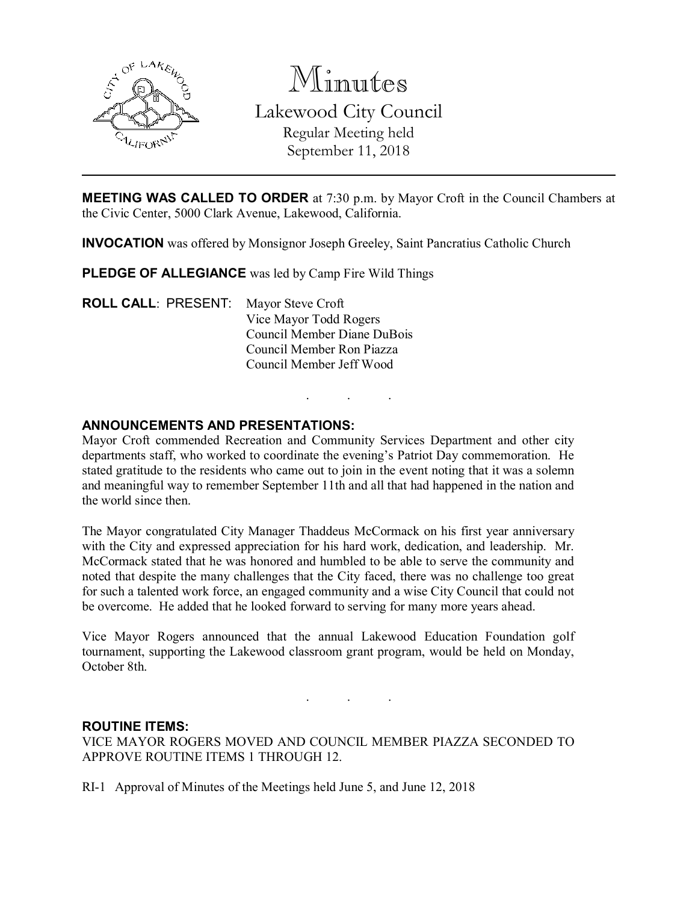# Minutes

## Lakewood City Council

Regular Meeting held
September 11, 2018

---

**MEETING WAS CALLED TO ORDER** at 7:30 p.m. by Mayor Croft in the Council Chambers at the Civic Center, 5000 Clark Avenue, Lakewood, California.

**INVOCATION** was offered by Monsignor Joseph Greeley, Saint Pancratius Catholic Church

**PLEDGE OF ALLEGIANCE** was led by Camp Fire Wild Things

**ROLL CALL**: PRESENT: Mayor Steve Croft
Vice Mayor Todd Rogers
Council Member Diane DuBois
Council Member Ron Piazza
Council Member Jeff Wood

. . .

**ANNOUNCEMENTS AND PRESENTATIONS:**

Mayor Croft commended Recreation and Community Services Department and other city departments staff, who worked to coordinate the evening's Patriot Day commemoration. He stated gratitude to the residents who came out to join in the event noting that it was a solemn and meaningful way to remember September 11th and all that had happened in the nation and the world since then.

The Mayor congratulated City Manager Thaddeus McCormack on his first year anniversary with the City and expressed appreciation for his hard work, dedication, and leadership. Mr. McCormack stated that he was honored and humbled to be able to serve the community and noted that despite the many challenges that the City faced, there was no challenge too great for such a talented work force, an engaged community and a wise City Council that could not be overcome. He added that he looked forward to serving for many more years ahead.

Vice Mayor Rogers announced that the annual Lakewood Education Foundation golf tournament, supporting the Lakewood classroom grant program, would be held on Monday, October 8th.

. . .

**ROUTINE ITEMS:**

VICE MAYOR ROGERS MOVED AND COUNCIL MEMBER PIAZZA SECONDED TO APPROVE ROUTINE ITEMS 1 THROUGH 12.

RI-1 Approval of Minutes of the Meetings held June 5, and June 12, 2018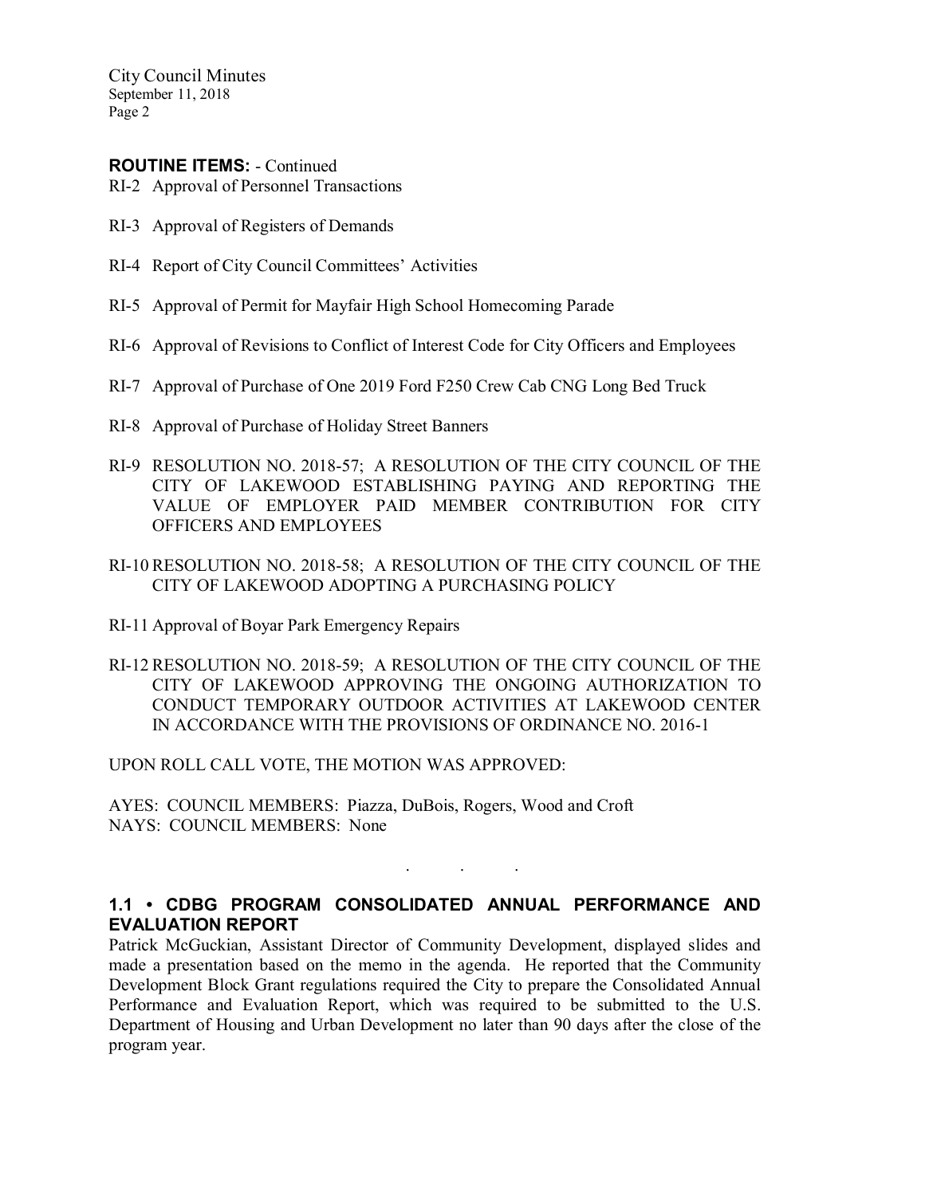**ROUTINE ITEMS:** - Continued

RI-2 Approval of Personnel Transactions

RI-3 Approval of Registers of Demands

RI-4 Report of City Council Committees' Activities

RI-5 Approval of Permit for Mayfair High School Homecoming Parade

RI-6 Approval of Revisions to Conflict of Interest Code for City Officers and Employees

RI-7 Approval of Purchase of One 2019 Ford F250 Crew Cab CNG Long Bed Truck

RI-8 Approval of Purchase of Holiday Street Banners

RI-9 RESOLUTION NO. 2018-57; A RESOLUTION OF THE CITY COUNCIL OF THE CITY OF LAKEWOOD ESTABLISHING PAYING AND REPORTING THE VALUE OF EMPLOYER PAID MEMBER CONTRIBUTION FOR CITY OFFICERS AND EMPLOYEES

RI-10 RESOLUTION NO. 2018-58; A RESOLUTION OF THE CITY COUNCIL OF THE CITY OF LAKEWOOD ADOPTING A PURCHASING POLICY

RI-11 Approval of Boyar Park Emergency Repairs

RI-12 RESOLUTION NO. 2018-59; A RESOLUTION OF THE CITY COUNCIL OF THE CITY OF LAKEWOOD APPROVING THE ONGOING AUTHORIZATION TO CONDUCT TEMPORARY OUTDOOR ACTIVITIES AT LAKEWOOD CENTER IN ACCORDANCE WITH THE PROVISIONS OF ORDINANCE NO. 2016-1

UPON ROLL CALL VOTE, THE MOTION WAS APPROVED:

AYES: COUNCIL MEMBERS: Piazza, DuBois, Rogers, Wood and Croft
NAYS: COUNCIL MEMBERS: None

. . .

**1.1 • CDBG PROGRAM CONSOLIDATED ANNUAL PERFORMANCE AND EVALUATION REPORT**

Patrick McGuckian, Assistant Director of Community Development, displayed slides and made a presentation based on the memo in the agenda. He reported that the Community Development Block Grant regulations required the City to prepare the Consolidated Annual Performance and Evaluation Report, which was required to be submitted to the U.S. Department of Housing and Urban Development no later than 90 days after the close of the program year.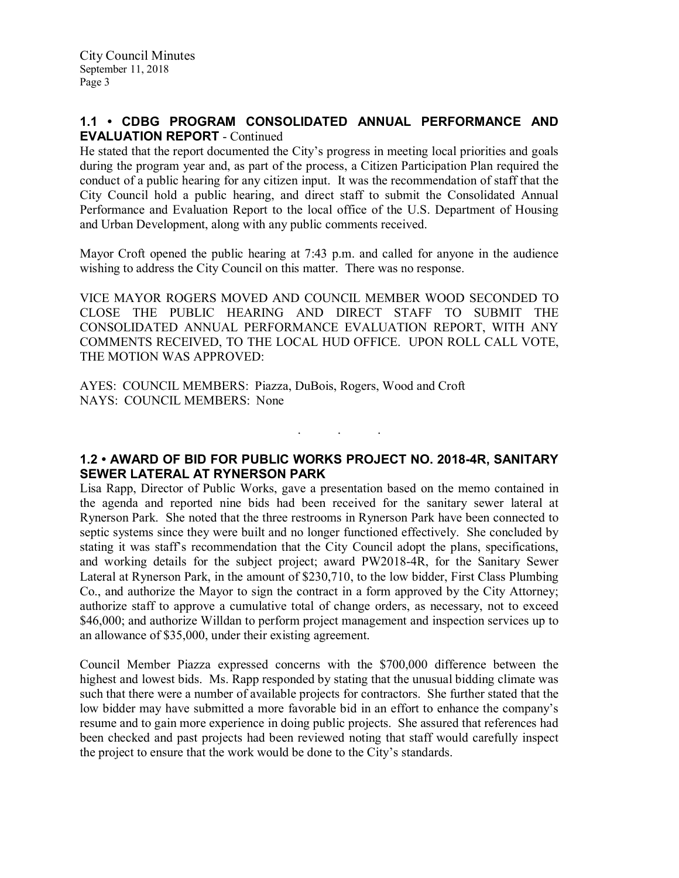## 1.1 • CDBG PROGRAM CONSOLIDATED ANNUAL PERFORMANCE AND EVALUATION REPORT - Continued

He stated that the report documented the City's progress in meeting local priorities and goals during the program year and, as part of the process, a Citizen Participation Plan required the conduct of a public hearing for any citizen input. It was the recommendation of staff that the City Council hold a public hearing, and direct staff to submit the Consolidated Annual Performance and Evaluation Report to the local office of the U.S. Department of Housing and Urban Development, along with any public comments received.

Mayor Croft opened the public hearing at 7:43 p.m. and called for anyone in the audience wishing to address the City Council on this matter. There was no response.

VICE MAYOR ROGERS MOVED AND COUNCIL MEMBER WOOD SECONDED TO CLOSE THE PUBLIC HEARING AND DIRECT STAFF TO SUBMIT THE CONSOLIDATED ANNUAL PERFORMANCE EVALUATION REPORT, WITH ANY COMMENTS RECEIVED, TO THE LOCAL HUD OFFICE. UPON ROLL CALL VOTE, THE MOTION WAS APPROVED:

AYES: COUNCIL MEMBERS: Piazza, DuBois, Rogers, Wood and Croft
NAYS: COUNCIL MEMBERS: None

. . .

## 1.2 • AWARD OF BID FOR PUBLIC WORKS PROJECT NO. 2018-4R, SANITARY SEWER LATERAL AT RYNERSON PARK

Lisa Rapp, Director of Public Works, gave a presentation based on the memo contained in the agenda and reported nine bids had been received for the sanitary sewer lateral at Rynerson Park. She noted that the three restrooms in Rynerson Park have been connected to septic systems since they were built and no longer functioned effectively. She concluded by stating it was staff's recommendation that the City Council adopt the plans, specifications, and working details for the subject project; award PW2018-4R, for the Sanitary Sewer Lateral at Rynerson Park, in the amount of $230,710, to the low bidder, First Class Plumbing Co., and authorize the Mayor to sign the contract in a form approved by the City Attorney; authorize staff to approve a cumulative total of change orders, as necessary, not to exceed $46,000; and authorize Willdan to perform project management and inspection services up to an allowance of $35,000, under their existing agreement.

Council Member Piazza expressed concerns with the $700,000 difference between the highest and lowest bids. Ms. Rapp responded by stating that the unusual bidding climate was such that there were a number of available projects for contractors. She further stated that the low bidder may have submitted a more favorable bid in an effort to enhance the company's resume and to gain more experience in doing public projects. She assured that references had been checked and past projects had been reviewed noting that staff would carefully inspect the project to ensure that the work would be done to the City's standards.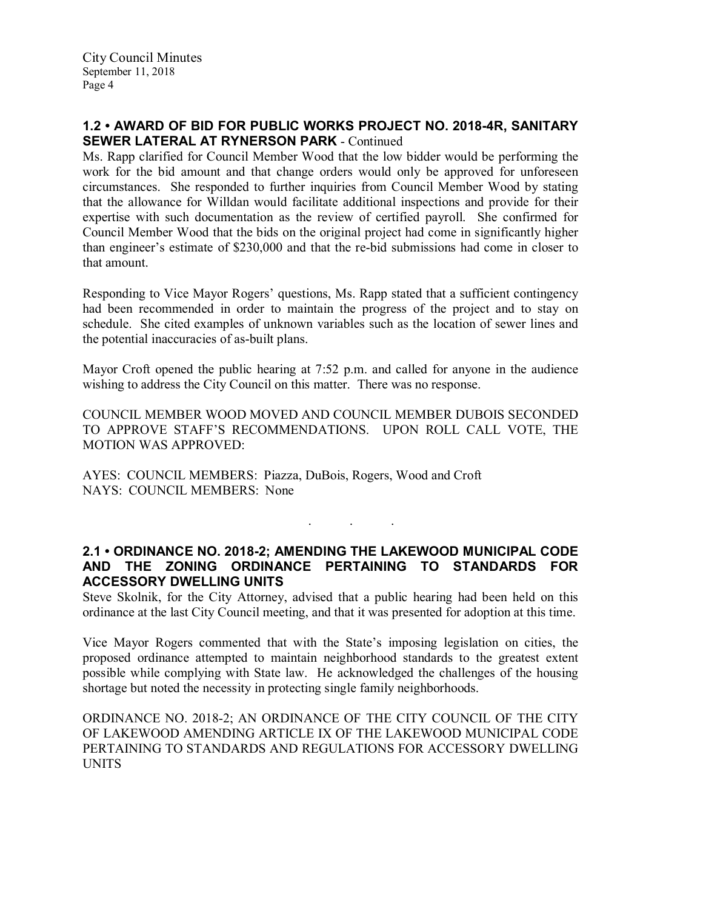### 1.2 • AWARD OF BID FOR PUBLIC WORKS PROJECT NO. 2018-4R, SANITARY SEWER LATERAL AT RYNERSON PARK - Continued

Ms. Rapp clarified for Council Member Wood that the low bidder would be performing the work for the bid amount and that change orders would only be approved for unforeseen circumstances. She responded to further inquiries from Council Member Wood by stating that the allowance for Willdan would facilitate additional inspections and provide for their expertise with such documentation as the review of certified payroll. She confirmed for Council Member Wood that the bids on the original project had come in significantly higher than engineer's estimate of $230,000 and that the re-bid submissions had come in closer to that amount.

Responding to Vice Mayor Rogers' questions, Ms. Rapp stated that a sufficient contingency had been recommended in order to maintain the progress of the project and to stay on schedule. She cited examples of unknown variables such as the location of sewer lines and the potential inaccuracies of as-built plans.

Mayor Croft opened the public hearing at 7:52 p.m. and called for anyone in the audience wishing to address the City Council on this matter. There was no response.

COUNCIL MEMBER WOOD MOVED AND COUNCIL MEMBER DUBOIS SECONDED TO APPROVE STAFF'S RECOMMENDATIONS. UPON ROLL CALL VOTE, THE MOTION WAS APPROVED:

AYES: COUNCIL MEMBERS: Piazza, DuBois, Rogers, Wood and Croft
NAYS: COUNCIL MEMBERS: None

. . .

### 2.1 • ORDINANCE NO. 2018-2; AMENDING THE LAKEWOOD MUNICIPAL CODE AND THE ZONING ORDINANCE PERTAINING TO STANDARDS FOR ACCESSORY DWELLING UNITS

Steve Skolnik, for the City Attorney, advised that a public hearing had been held on this ordinance at the last City Council meeting, and that it was presented for adoption at this time.

Vice Mayor Rogers commented that with the State's imposing legislation on cities, the proposed ordinance attempted to maintain neighborhood standards to the greatest extent possible while complying with State law. He acknowledged the challenges of the housing shortage but noted the necessity in protecting single family neighborhoods.

ORDINANCE NO. 2018-2; AN ORDINANCE OF THE CITY COUNCIL OF THE CITY OF LAKEWOOD AMENDING ARTICLE IX OF THE LAKEWOOD MUNICIPAL CODE PERTAINING TO STANDARDS AND REGULATIONS FOR ACCESSORY DWELLING UNITS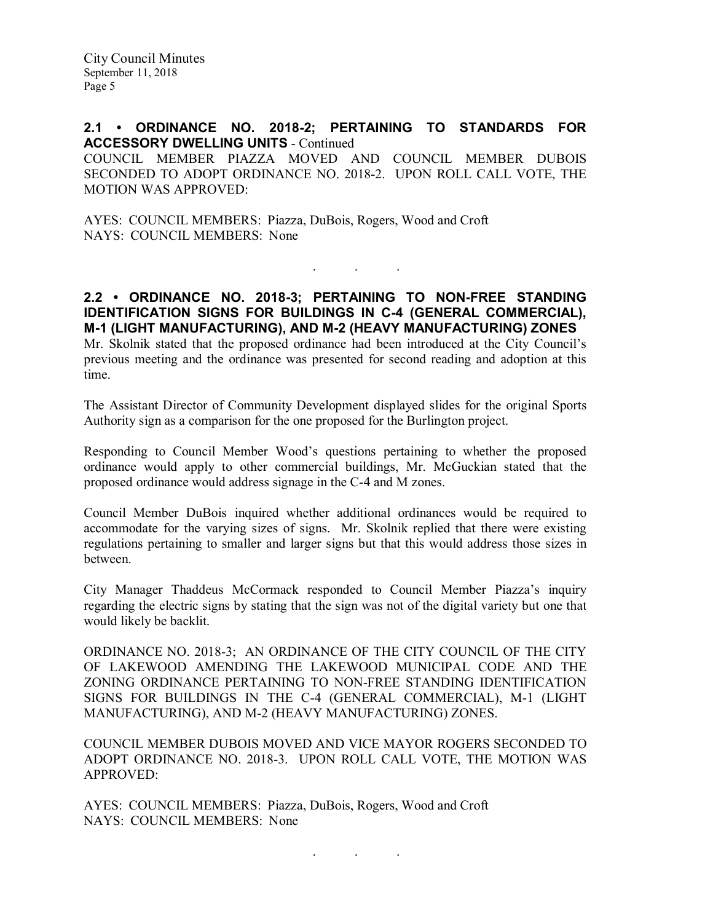## 2.1 • ORDINANCE NO. 2018-2; PERTAINING TO STANDARDS FOR ACCESSORY DWELLING UNITS - Continued

COUNCIL MEMBER PIAZZA MOVED AND COUNCIL MEMBER DUBOIS SECONDED TO ADOPT ORDINANCE NO. 2018-2. UPON ROLL CALL VOTE, THE MOTION WAS APPROVED:

AYES: COUNCIL MEMBERS: Piazza, DuBois, Rogers, Wood and Croft
NAYS: COUNCIL MEMBERS: None

. . .

## 2.2 • ORDINANCE NO. 2018-3; PERTAINING TO NON-FREE STANDING IDENTIFICATION SIGNS FOR BUILDINGS IN C-4 (GENERAL COMMERCIAL), M-1 (LIGHT MANUFACTURING), AND M-2 (HEAVY MANUFACTURING) ZONES

Mr. Skolnik stated that the proposed ordinance had been introduced at the City Council's previous meeting and the ordinance was presented for second reading and adoption at this time.

The Assistant Director of Community Development displayed slides for the original Sports Authority sign as a comparison for the one proposed for the Burlington project.

Responding to Council Member Wood's questions pertaining to whether the proposed ordinance would apply to other commercial buildings, Mr. McGuckian stated that the proposed ordinance would address signage in the C-4 and M zones.

Council Member DuBois inquired whether additional ordinances would be required to accommodate for the varying sizes of signs. Mr. Skolnik replied that there were existing regulations pertaining to smaller and larger signs but that this would address those sizes in between.

City Manager Thaddeus McCormack responded to Council Member Piazza's inquiry regarding the electric signs by stating that the sign was not of the digital variety but one that would likely be backlit.

ORDINANCE NO. 2018-3; AN ORDINANCE OF THE CITY COUNCIL OF THE CITY OF LAKEWOOD AMENDING THE LAKEWOOD MUNICIPAL CODE AND THE ZONING ORDINANCE PERTAINING TO NON-FREE STANDING IDENTIFICATION SIGNS FOR BUILDINGS IN THE C-4 (GENERAL COMMERCIAL), M-1 (LIGHT MANUFACTURING), AND M-2 (HEAVY MANUFACTURING) ZONES.

COUNCIL MEMBER DUBOIS MOVED AND VICE MAYOR ROGERS SECONDED TO ADOPT ORDINANCE NO. 2018-3. UPON ROLL CALL VOTE, THE MOTION WAS APPROVED:

AYES: COUNCIL MEMBERS: Piazza, DuBois, Rogers, Wood and Croft
NAYS: COUNCIL MEMBERS: None

. . .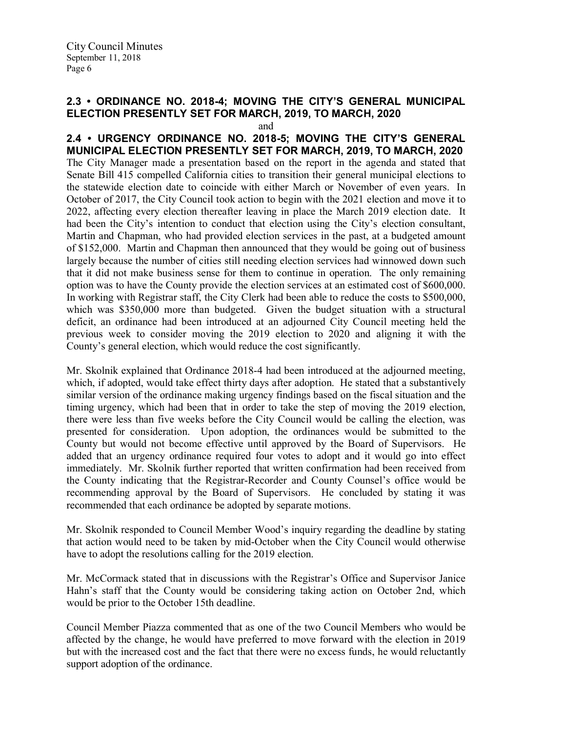## 2.3 • ORDINANCE NO. 2018-4; MOVING THE CITY'S GENERAL MUNICIPAL ELECTION PRESENTLY SET FOR MARCH, 2019, TO MARCH, 2020

and

## 2.4 • URGENCY ORDINANCE NO. 2018-5; MOVING THE CITY'S GENERAL MUNICIPAL ELECTION PRESENTLY SET FOR MARCH, 2019, TO MARCH, 2020

The City Manager made a presentation based on the report in the agenda and stated that Senate Bill 415 compelled California cities to transition their general municipal elections to the statewide election date to coincide with either March or November of even years. In October of 2017, the City Council took action to begin with the 2021 election and move it to 2022, affecting every election thereafter leaving in place the March 2019 election date. It had been the City's intention to conduct that election using the City's election consultant, Martin and Chapman, who had provided election services in the past, at a budgeted amount of $152,000. Martin and Chapman then announced that they would be going out of business largely because the number of cities still needing election services had winnowed down such that it did not make business sense for them to continue in operation. The only remaining option was to have the County provide the election services at an estimated cost of $600,000. In working with Registrar staff, the City Clerk had been able to reduce the costs to $500,000, which was $350,000 more than budgeted. Given the budget situation with a structural deficit, an ordinance had been introduced at an adjourned City Council meeting held the previous week to consider moving the 2019 election to 2020 and aligning it with the County's general election, which would reduce the cost significantly.

Mr. Skolnik explained that Ordinance 2018-4 had been introduced at the adjourned meeting, which, if adopted, would take effect thirty days after adoption. He stated that a substantively similar version of the ordinance making urgency findings based on the fiscal situation and the timing urgency, which had been that in order to take the step of moving the 2019 election, there were less than five weeks before the City Council would be calling the election, was presented for consideration. Upon adoption, the ordinances would be submitted to the County but would not become effective until approved by the Board of Supervisors. He added that an urgency ordinance required four votes to adopt and it would go into effect immediately. Mr. Skolnik further reported that written confirmation had been received from the County indicating that the Registrar-Recorder and County Counsel's office would be recommending approval by the Board of Supervisors. He concluded by stating it was recommended that each ordinance be adopted by separate motions.

Mr. Skolnik responded to Council Member Wood's inquiry regarding the deadline by stating that action would need to be taken by mid-October when the City Council would otherwise have to adopt the resolutions calling for the 2019 election.

Mr. McCormack stated that in discussions with the Registrar's Office and Supervisor Janice Hahn's staff that the County would be considering taking action on October 2nd, which would be prior to the October 15th deadline.

Council Member Piazza commented that as one of the two Council Members who would be affected by the change, he would have preferred to move forward with the election in 2019 but with the increased cost and the fact that there were no excess funds, he would reluctantly support adoption of the ordinance.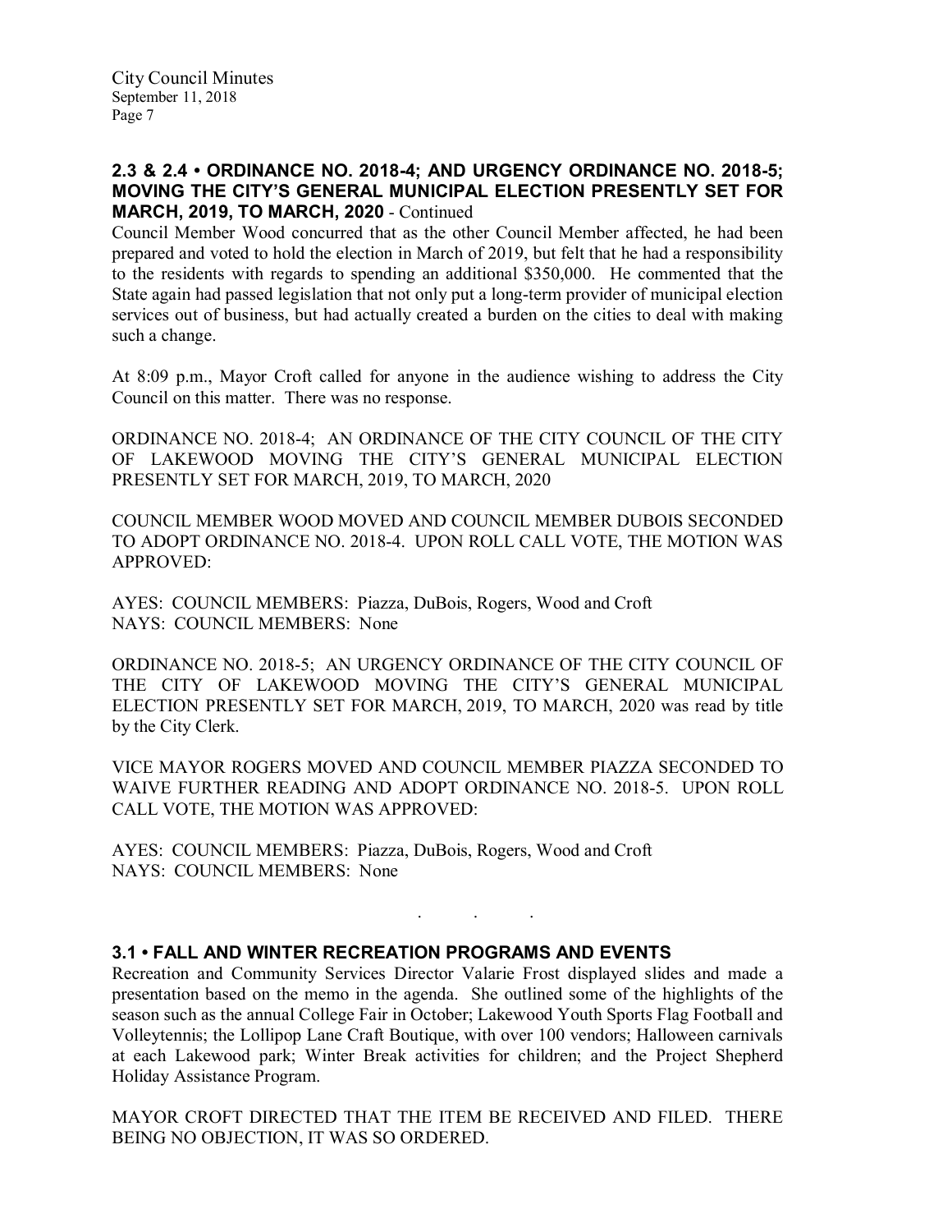## 2.3 & 2.4 • ORDINANCE NO. 2018-4; AND URGENCY ORDINANCE NO. 2018-5; MOVING THE CITY'S GENERAL MUNICIPAL ELECTION PRESENTLY SET FOR MARCH, 2019, TO MARCH, 2020 - Continued

Council Member Wood concurred that as the other Council Member affected, he had been prepared and voted to hold the election in March of 2019, but felt that he had a responsibility to the residents with regards to spending an additional $350,000. He commented that the State again had passed legislation that not only put a long-term provider of municipal election services out of business, but had actually created a burden on the cities to deal with making such a change.

At 8:09 p.m., Mayor Croft called for anyone in the audience wishing to address the City Council on this matter. There was no response.

ORDINANCE NO. 2018-4; AN ORDINANCE OF THE CITY COUNCIL OF THE CITY OF LAKEWOOD MOVING THE CITY'S GENERAL MUNICIPAL ELECTION PRESENTLY SET FOR MARCH, 2019, TO MARCH, 2020

COUNCIL MEMBER WOOD MOVED AND COUNCIL MEMBER DUBOIS SECONDED TO ADOPT ORDINANCE NO. 2018-4. UPON ROLL CALL VOTE, THE MOTION WAS APPROVED:

AYES: COUNCIL MEMBERS: Piazza, DuBois, Rogers, Wood and Croft
NAYS: COUNCIL MEMBERS: None

ORDINANCE NO. 2018-5; AN URGENCY ORDINANCE OF THE CITY COUNCIL OF THE CITY OF LAKEWOOD MOVING THE CITY'S GENERAL MUNICIPAL ELECTION PRESENTLY SET FOR MARCH, 2019, TO MARCH, 2020 was read by title by the City Clerk.

VICE MAYOR ROGERS MOVED AND COUNCIL MEMBER PIAZZA SECONDED TO WAIVE FURTHER READING AND ADOPT ORDINANCE NO. 2018-5. UPON ROLL CALL VOTE, THE MOTION WAS APPROVED:

AYES: COUNCIL MEMBERS: Piazza, DuBois, Rogers, Wood and Croft
NAYS: COUNCIL MEMBERS: None

. . .

## 3.1 • FALL AND WINTER RECREATION PROGRAMS AND EVENTS

Recreation and Community Services Director Valarie Frost displayed slides and made a presentation based on the memo in the agenda. She outlined some of the highlights of the season such as the annual College Fair in October; Lakewood Youth Sports Flag Football and Volleytennis; the Lollipop Lane Craft Boutique, with over 100 vendors; Halloween carnivals at each Lakewood park; Winter Break activities for children; and the Project Shepherd Holiday Assistance Program.

MAYOR CROFT DIRECTED THAT THE ITEM BE RECEIVED AND FILED. THERE BEING NO OBJECTION, IT WAS SO ORDERED.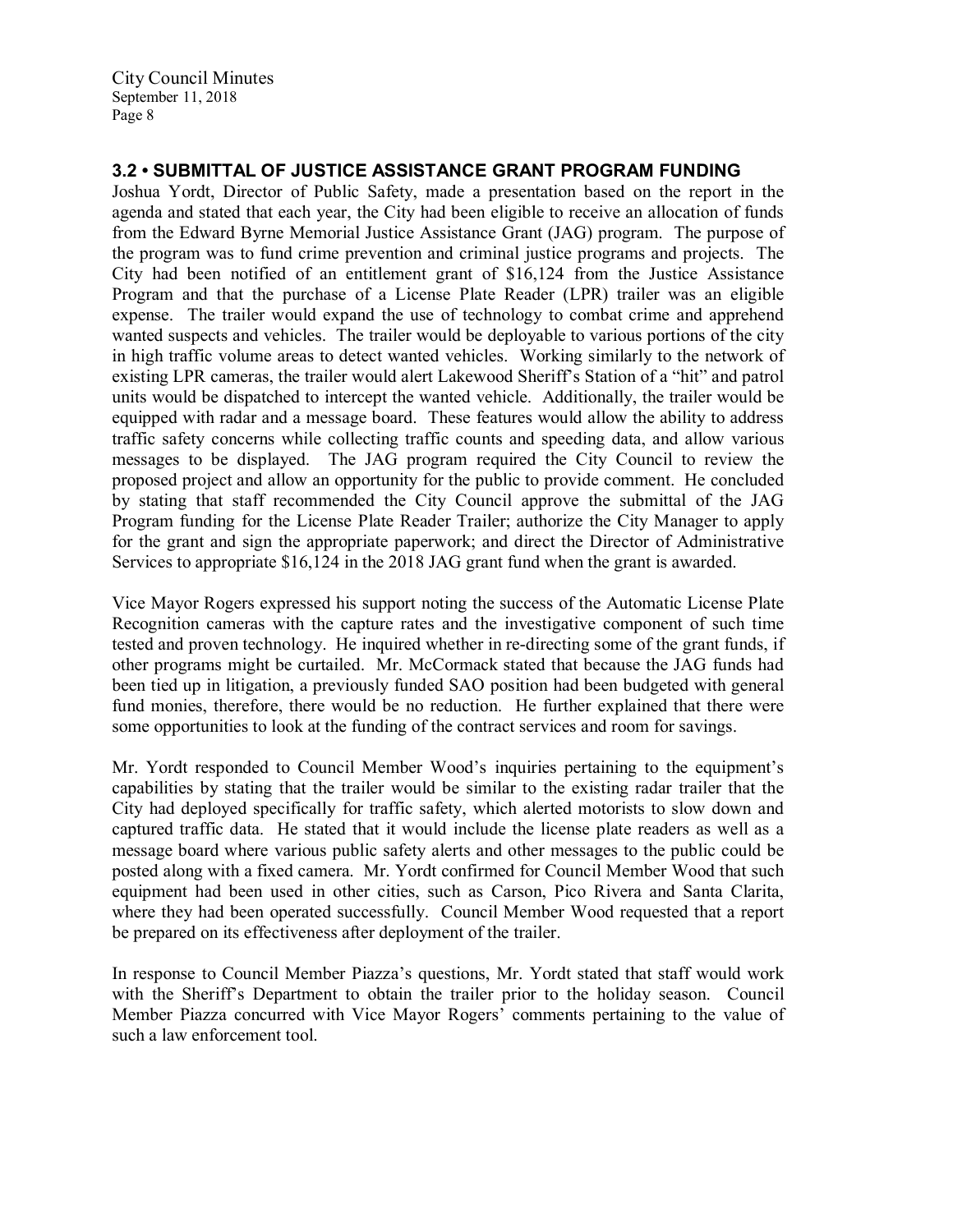### 3.2 • SUBMITTAL OF JUSTICE ASSISTANCE GRANT PROGRAM FUNDING

Joshua Yordt, Director of Public Safety, made a presentation based on the report in the agenda and stated that each year, the City had been eligible to receive an allocation of funds from the Edward Byrne Memorial Justice Assistance Grant (JAG) program. The purpose of the program was to fund crime prevention and criminal justice programs and projects. The City had been notified of an entitlement grant of $16,124 from the Justice Assistance Program and that the purchase of a License Plate Reader (LPR) trailer was an eligible expense. The trailer would expand the use of technology to combat crime and apprehend wanted suspects and vehicles. The trailer would be deployable to various portions of the city in high traffic volume areas to detect wanted vehicles. Working similarly to the network of existing LPR cameras, the trailer would alert Lakewood Sheriff's Station of a "hit" and patrol units would be dispatched to intercept the wanted vehicle. Additionally, the trailer would be equipped with radar and a message board. These features would allow the ability to address traffic safety concerns while collecting traffic counts and speeding data, and allow various messages to be displayed. The JAG program required the City Council to review the proposed project and allow an opportunity for the public to provide comment. He concluded by stating that staff recommended the City Council approve the submittal of the JAG Program funding for the License Plate Reader Trailer; authorize the City Manager to apply for the grant and sign the appropriate paperwork; and direct the Director of Administrative Services to appropriate $16,124 in the 2018 JAG grant fund when the grant is awarded.

Vice Mayor Rogers expressed his support noting the success of the Automatic License Plate Recognition cameras with the capture rates and the investigative component of such time tested and proven technology. He inquired whether in re-directing some of the grant funds, if other programs might be curtailed. Mr. McCormack stated that because the JAG funds had been tied up in litigation, a previously funded SAO position had been budgeted with general fund monies, therefore, there would be no reduction. He further explained that there were some opportunities to look at the funding of the contract services and room for savings.

Mr. Yordt responded to Council Member Wood's inquiries pertaining to the equipment's capabilities by stating that the trailer would be similar to the existing radar trailer that the City had deployed specifically for traffic safety, which alerted motorists to slow down and captured traffic data. He stated that it would include the license plate readers as well as a message board where various public safety alerts and other messages to the public could be posted along with a fixed camera. Mr. Yordt confirmed for Council Member Wood that such equipment had been used in other cities, such as Carson, Pico Rivera and Santa Clarita, where they had been operated successfully. Council Member Wood requested that a report be prepared on its effectiveness after deployment of the trailer.

In response to Council Member Piazza's questions, Mr. Yordt stated that staff would work with the Sheriff's Department to obtain the trailer prior to the holiday season. Council Member Piazza concurred with Vice Mayor Rogers' comments pertaining to the value of such a law enforcement tool.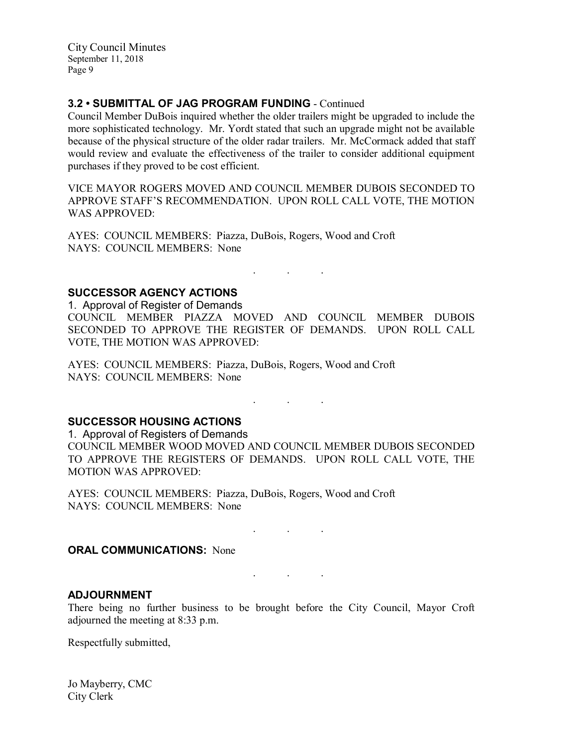### 3.2 • SUBMITTAL OF JAG PROGRAM FUNDING - Continued

Council Member DuBois inquired whether the older trailers might be upgraded to include the more sophisticated technology. Mr. Yordt stated that such an upgrade might not be available because of the physical structure of the older radar trailers. Mr. McCormack added that staff would review and evaluate the effectiveness of the trailer to consider additional equipment purchases if they proved to be cost efficient.

VICE MAYOR ROGERS MOVED AND COUNCIL MEMBER DUBOIS SECONDED TO APPROVE STAFF'S RECOMMENDATION. UPON ROLL CALL VOTE, THE MOTION WAS APPROVED:

AYES: COUNCIL MEMBERS: Piazza, DuBois, Rogers, Wood and Croft
NAYS: COUNCIL MEMBERS: None

. . .

### SUCCESSOR AGENCY ACTIONS

1. Approval of Register of Demands

COUNCIL MEMBER PIAZZA MOVED AND COUNCIL MEMBER DUBOIS SECONDED TO APPROVE THE REGISTER OF DEMANDS. UPON ROLL CALL VOTE, THE MOTION WAS APPROVED:

AYES: COUNCIL MEMBERS: Piazza, DuBois, Rogers, Wood and Croft
NAYS: COUNCIL MEMBERS: None

. . .

### SUCCESSOR HOUSING ACTIONS

1. Approval of Registers of Demands

COUNCIL MEMBER WOOD MOVED AND COUNCIL MEMBER DUBOIS SECONDED TO APPROVE THE REGISTERS OF DEMANDS. UPON ROLL CALL VOTE, THE MOTION WAS APPROVED:

AYES: COUNCIL MEMBERS: Piazza, DuBois, Rogers, Wood and Croft
NAYS: COUNCIL MEMBERS: None

. . .

**ORAL COMMUNICATIONS:** None

. . .

### ADJOURNMENT

There being no further business to be brought before the City Council, Mayor Croft adjourned the meeting at 8:33 p.m.

Respectfully submitted,

Jo Mayberry, CMC
City Clerk